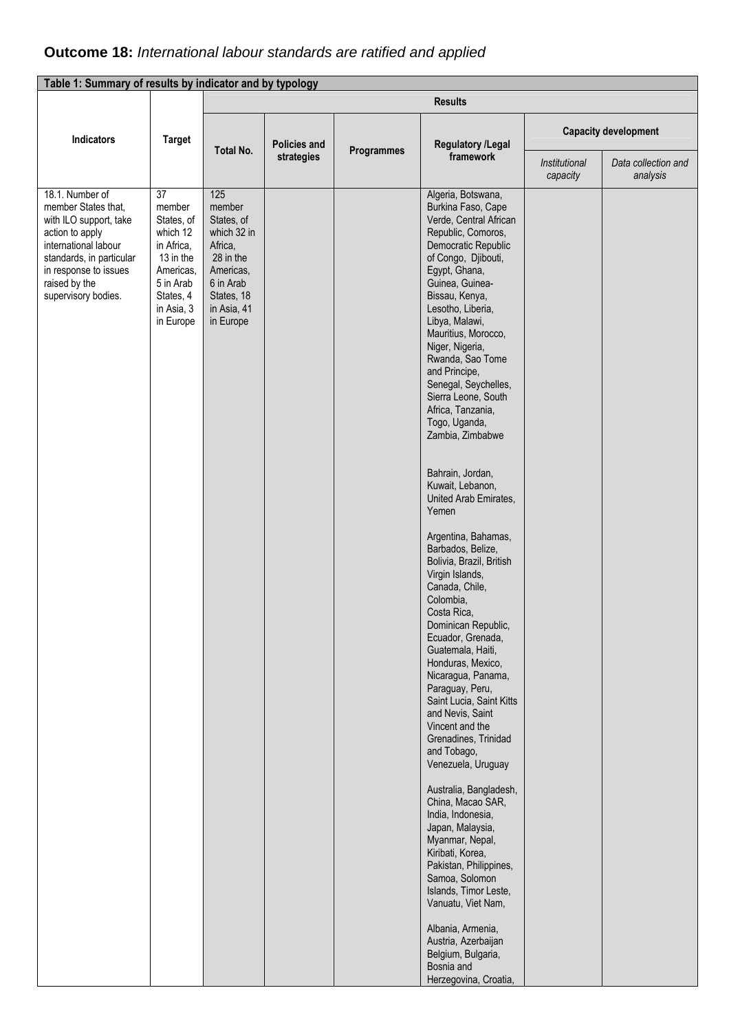## **Outcome 18:** *International labour standards are ratified and applied*

| Table 1: Summary of results by indicator and by typology | | | | | | | |
|---|---|---|---|---|---|---|---|
| **Indicators** | **Target** | **Results** | | | | | |
| | | **Total No.** | **Policies and strategies** | **Programmes** | **Regulatory /Legal framework** | **Capacity development** | |
| | | | | | | *Institutional capacity* | *Data collection and analysis* |
| 18.1. Number of member States that, with ILO support, take action to apply international labour standards, in particular in response to issues raised by the supervisory bodies. | 37 member States, of which 12 in Africa, 13 in the Americas, 5 in Arab States, 4 in Asia, 3 in Europe | 125 member States, of which 32 in Africa, 28 in the Americas, 6 in Arab States, 18 in Asia, 41 in Europe | | | Algeria, Botswana, Burkina Faso, Cape Verde, Central African Republic, Comoros, Democratic Republic of Congo, Djibouti, Egypt, Ghana, Guinea, Guinea-Bissau, Kenya, Lesotho, Liberia, Libya, Malawi, Mauritius, Morocco, Niger, Nigeria, Rwanda, Sao Tome and Principe, Senegal, Seychelles, Sierra Leone, South Africa, Tanzania, Togo, Uganda, Zambia, Zimbabwe<br><br>Bahrain, Jordan, Kuwait, Lebanon, United Arab Emirates, Yemen<br><br>Argentina, Bahamas, Barbados, Belize, Bolivia, Brazil, British Virgin Islands, Canada, Chile, Colombia, Costa Rica, Dominican Republic, Ecuador, Grenada, Guatemala, Haiti, Honduras, Mexico, Nicaragua, Panama, Paraguay, Peru, Saint Lucia, Saint Kitts and Nevis, Saint Vincent and the Grenadines, Trinidad and Tobago, Venezuela, Uruguay<br><br>Australia, Bangladesh, China, Macao SAR, India, Indonesia, Japan, Malaysia, Myanmar, Nepal, Kiribati, Korea, Pakistan, Philippines, Samoa, Solomon Islands, Timor Leste, Vanuatu, Viet Nam,<br><br>Albania, Armenia, Austria, Azerbaijan Belgium, Bulgaria, Bosnia and Herzegovina, Croatia, | | |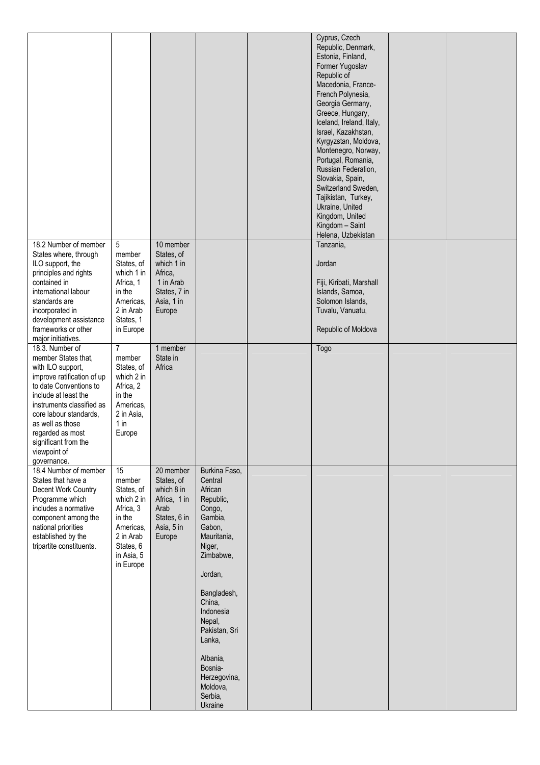| | | | | | | | |
|---|---|---|---|---|---|---|---|
| | | | | | Cyprus, Czech Republic, Denmark, Estonia, Finland, Former Yugoslav Republic of Macedonia, France-French Polynesia, Georgia Germany, Greece, Hungary, Iceland, Ireland, Italy, Israel, Kazakhstan, Kyrgyzstan, Moldova, Montenegro, Norway, Portugal, Romania, Russian Federation, Slovakia, Spain, Switzerland Sweden, Tajikistan, Turkey, Ukraine, United Kingdom, United Kingdom – Saint Helena, Uzbekistan | | |
| 18.2 Number of member States where, through ILO support, the principles and rights contained in international labour standards are incorporated in development assistance frameworks or other major initiatives. | 5 member States, of which 1 in Africa, 1 in the Americas, 2 in Arab States, 1 in Europe | 10 member States, of which 1 in Africa, 1 in Arab States, 7 in Asia, 1 in Europe | | | Tanzania, Jordan, Fiji, Kiribati, Marshall Islands, Samoa, Solomon Islands, Tuvalu, Vanuatu, Republic of Moldova | | |
| 18.3. Number of member States that, with ILO support, improve ratification of up to date Conventions to include at least the instruments classified as core labour standards, as well as those regarded as most significant from the viewpoint of governance. | 7 member States, of which 2 in Africa, 2 in the Americas, 2 in Asia, 1 in Europe | 1 member State in Africa | | | Togo | | |
| 18.4 Number of member States that have a Decent Work Country Programme which includes a normative component among the national priorities established by the tripartite constituents. | 15 member States, of which 2 in Africa, 3 in the Americas, 2 in Arab States, 6 in Asia, 5 in Europe | 20 member States, of which 8 in Africa, 1 in Arab States, 6 in Asia, 5 in Europe | Burkina Faso, Central African Republic, Congo, Gambia, Gabon, Mauritania, Niger, Zimbabwe, Jordan, Bangladesh, China, Indonesia Nepal, Pakistan, Sri Lanka, Albania, Bosnia-Herzegovina, Moldova, Serbia, Ukraine | | | | |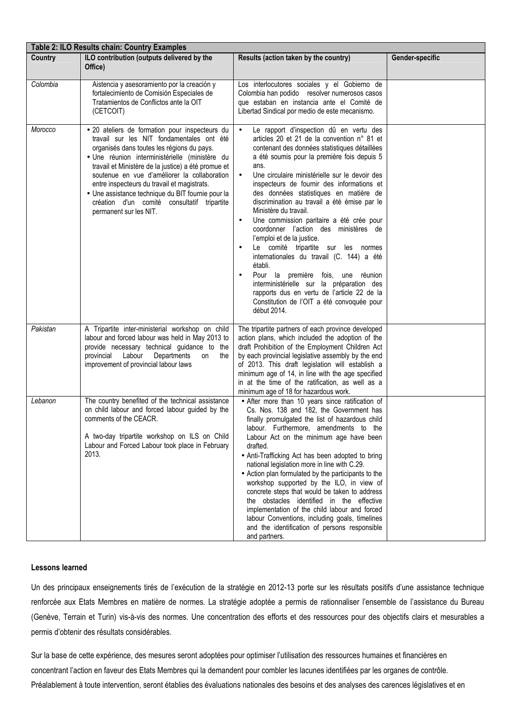| Table 2: ILO Results chain: Country Examples | | | |
|---|---|---|---|
| **Country** | **ILO contribution (outputs delivered by the Office)** | **Results (action taken by the country)** | **Gender-specific** |
| *Colombia* | Aistencia y asesoramiento por la creación y fortalecimiento de Comisión Especiales de Tratamientos de Conflictos ante la OIT (CETCOIT) | Los interlocutores sociales y el Gobierno de Colombia han podido resolver numerosos casos que estaban en instancia ante el Comité de Libertad Sindical por medio de este mecanismo. | |
| *Morocco* | • 20 ateliers de formation pour inspecteurs du travail sur les NIT fondamentales ont été organisés dans toutes les régions du pays.<br>• Une réunion interministérielle (ministère du travail et Ministère de la justice) a été promue et soutenue en vue d'améliorer la collaboration entre inspecteurs du travail et magistrats.<br>• Une assistance technique du BIT fournie pour la création d'un comité consultatif tripartite permanent sur les NIT. | • Le rapport d'inspection dû en vertu des articles 20 et 21 de la convention n° 81 et contenant des données statistiques détaillées a été soumis pour la première fois depuis 5 ans.<br>• Une circulaire ministérielle sur le devoir des inspecteurs de fournir des informations et des données statistiques en matière de discrimination au travail a été émise par le Ministère du travail.<br>• Une commission paritaire a été crée pour coordonner l'action des ministères de l'emploi et de la justice.<br>• Le comité tripartite sur les normes internationales du travail (C. 144) a été établi.<br>• Pour la première fois, une réunion interministérielle sur la préparation des rapports dus en vertu de l'article 22 de la Constitution de l'OIT a été convoquée pour début 2014. | |
| *Pakistan* | A Tripartite inter-ministerial workshop on child labour and forced labour was held in May 2013 to provide necessary technical guidance to the provincial Labour Departments on the improvement of provincial labour laws | The tripartite partners of each province developed action plans, which included the adoption of the draft Prohibition of the Employment Children Act by each provincial legislative assembly by the end of 2013. This draft legislation will establish a minimum age of 14, in line with the age specified in at the time of the ratification, as well as a minimum age of 18 for hazardous work. | |
| *Lebanon* | The country benefited of the technical assistance on child labour and forced labour guided by the comments of the CEACR.<br><br>A two-day tripartite workshop on ILS on Child Labour and Forced Labour took place in February 2013. | • After more than 10 years since ratification of Cs. Nos. 138 and 182, the Government has finally promulgated the list of hazardous child labour. Furthermore, amendments to the Labour Act on the minimum age have been drafted.<br>• Anti-Trafficking Act has been adopted to bring national legislation more in line with C.29.<br>• Action plan formulated by the participants to the workshop supported by the ILO, in view of concrete steps that would be taken to address the obstacles identified in the effective implementation of the child labour and forced labour Conventions, including goals, timelines and the identification of persons responsible and partners. | |

**Lessons learned**

Un des principaux enseignements tirés de l'exécution de la stratégie en 2012-13 porte sur les résultats positifs d'une assistance technique renforcée aux Etats Membres en matière de normes. La stratégie adoptée a permis de rationnaliser l'ensemble de l'assistance du Bureau (Genève, Terrain et Turin) vis-à-vis des normes. Une concentration des efforts et des ressources pour des objectifs clairs et mesurables a permis d'obtenir des résultats considérables.

Sur la base de cette expérience, des mesures seront adoptées pour optimiser l'utilisation des ressources humaines et financières en concentrant l'action en faveur des Etats Membres qui la demandent pour combler les lacunes identifiées par les organes de contrôle. Préalablement à toute intervention, seront établies des évaluations nationales des besoins et des analyses des carences législatives et en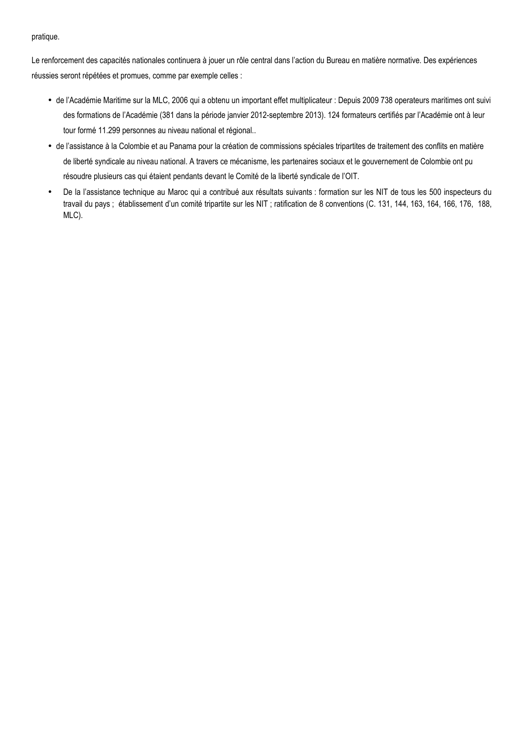pratique.

Le renforcement des capacités nationales continuera à jouer un rôle central dans l'action du Bureau en matière normative. Des expériences réussies seront répétées et promues, comme par exemple celles :

- de l'Académie Maritime sur la MLC, 2006 qui a obtenu un important effet multiplicateur : Depuis 2009 738 operateurs maritimes ont suivi des formations de l'Académie (381 dans la période janvier 2012-septembre 2013). 124 formateurs certifiés par l'Académie ont à leur tour formé 11.299 personnes au niveau national et régional..
- de l'assistance à la Colombie et au Panama pour la création de commissions spéciales tripartites de traitement des conflits en matière de liberté syndicale au niveau national. A travers ce mécanisme, les partenaires sociaux et le gouvernement de Colombie ont pu résoudre plusieurs cas qui étaient pendants devant le Comité de la liberté syndicale de l'OIT.
- De la l'assistance technique au Maroc qui a contribué aux résultats suivants : formation sur les NIT de tous les 500 inspecteurs du travail du pays ; établissement d'un comité tripartite sur les NIT ; ratification de 8 conventions (C. 131, 144, 163, 164, 166, 176, 188, MLC).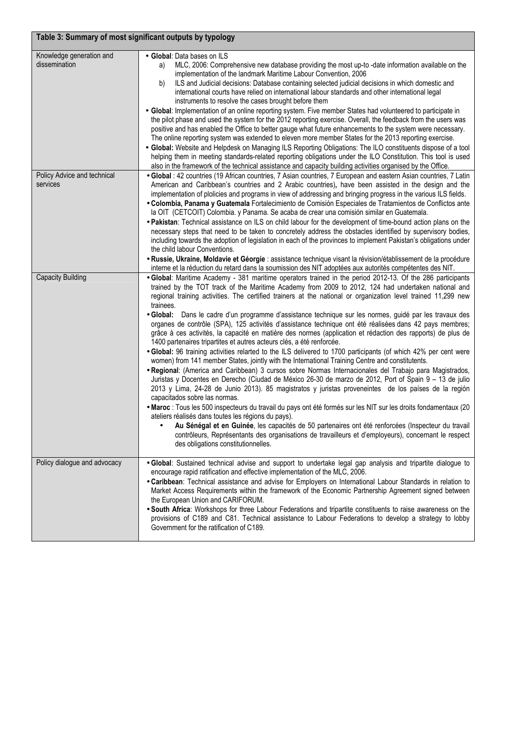| Table 3: Summary of most significant outputs by typology | |
|---|---|
| Knowledge generation and dissemination | • **Global**: Data bases on ILS<br>a) MLC, 2006: Comprehensive new database providing the most up-to -date information available on the implementation of the landmark Maritime Labour Convention, 2006<br>b) ILS and Judicial decisions: Database containing selected judicial decisions in which domestic and international courts have relied on international labour standards and other international legal instruments to resolve the cases brought before them<br>• **Global**: Implementation of an online reporting system. Five member States had volunteered to participate in the pilot phase and used the system for the 2012 reporting exercise. Overall, the feedback from the users was positive and has enabled the Office to better gauge what future enhancements to the system were necessary. The online reporting system was extended to eleven more member States for the 2013 reporting exercise.<br>• **Global:** Website and Helpdesk on Managing ILS Reporting Obligations: The ILO constituents dispose of a tool helping them in meeting standards-related reporting obligations under the ILO Constitution. This tool is used also in the framework of the technical assistance and capacity building activities organised by the Office. |
| Policy Advice and technical services | • **Global** : 42 countries (19 African countries, 7 Asian countries, 7 European and eastern Asian countries, 7 Latin American and Caribbean's countries and 2 Arabic countries), have been assisted in the design and the implementation of plolicies and programs in view of addressing and bringing progress in the various ILS fields.<br>• **Colombia, Panama y Guatemala** Fortalecimiento de Comisión Especiales de Tratamientos de Conflictos ante la OIT (CETCOIT) Colombia. y Panama. Se acaba de crear una comisión similar en Guatemala.<br>• **Pakistan**: Technical assistance on ILS on child labour for the development of time-bound action plans on the necessary steps that need to be taken to concretely address the obstacles identified by supervisory bodies, including towards the adoption of legislation in each of the provinces to implement Pakistan's obligations under the child labour Conventions.<br>• **Russie, Ukraine, Moldavie et Géorgie** : assistance technique visant la révision/établissement de la procédure interne et la réduction du retard dans la soumission des NIT adoptées aux autorités compétentes des NIT. |
| Capacity Building | • **Global**: Maritime Academy - 381 maritime operators trained in the period 2012-13. Of the 286 participants trained by the TOT track of the Maritime Academy from 2009 to 2012, 124 had undertaken national and regional training activities. The certified trainers at the national or organization level trained 11,299 new trainees.<br>• **Global:** Dans le cadre d'un programme d'assistance technique sur les normes, guidé par les travaux des organes de contrôle (SPA), 125 activités d'assistance technique ont été réalisées dans 42 pays membres; grâce à ces activités, la capacité en matière des normes (application et rédaction des rapports) de plus de 1400 partenaires tripartites et autres acteurs clés, a été renforcée.<br>• **Global:** 96 training activities relarted to the ILS delivered to 1700 participants (of which 42% per cent were women) from 141 member States, jointly with the International Training Centre and constitutents.<br>• **Regional**: (America and Caribbean) 3 cursos sobre Normas Internacionales del Trabajo para Magistrados, Juristas y Docentes en Derecho (Ciudad de México 26-30 de marzo de 2012, Port of Spain 9 – 13 de julio 2013 y Lima, 24-28 de Junio 2013). 85 magistratos y juristas proveneintes de los países de la región capacitados sobre las normas.<br>• **Maroc** : Tous les 500 inspecteurs du travail du pays ont été formés sur les NIT sur les droits fondamentaux (20 ateliers réalisés dans toutes les régions du pays).<br>• **Au Sénégal et en Guinée**, les capacités de 50 partenaires ont été renforcées (Inspecteur du travail contrôleurs, Représentants des organisations de travailleurs et d'employeurs), concernant le respect des obligations constitutionnelles. |
| Policy dialogue and advocacy | • **Global**: Sustained technical advise and support to undertake legal gap analysis and tripartite dialogue to encourage rapid ratification and effective implementation of the MLC, 2006.<br>• **Caribbean**: Technical assistance and advise for Employers on International Labour Standards in relation to Market Access Requirements within the framework of the Economic Partnership Agreement signed between the European Union and CARIFORUM.<br>• **South Africa**: Workshops for three Labour Federations and tripartite constituents to raise awareness on the provisions of C189 and C81. Technical assistance to Labour Federations to develop a strategy to lobby Government for the ratification of C189. |